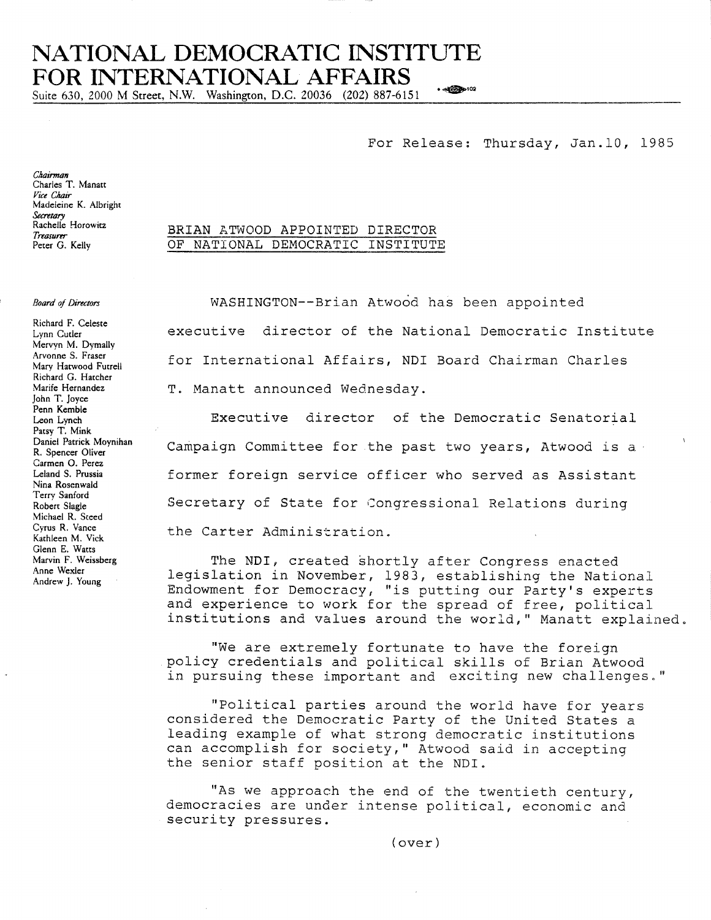# NATIONAL DEMOCRATIC INSTITUTE FOR INTERNATIONAL AFFAIRS

Suite 630, 2000 M Street, N.W. Washington, D.C. 20036 (202) 887-6151

For Release: Thursday, Jan.10, 1985

*Chairman*
Charles T. Manatt
*Vice Chair*
Madeleine K. Albright
*Secretary*
Rachelle Horowitz
*Treasurer*
Peter G. Kelly

*Board of Directors*

Richard F. Celeste
Lynn Cutler
Mervyn M. Dymally
Arvonne S. Fraser
Mary Hatwood Futrell
Richard G. Hatcher
Marife Hernandez
John T. Joyce
Penn Kemble
Leon Lynch
Patsy T. Mink
Daniel Patrick Moynihan
R. Spencer Oliver
Carmen O. Perez
Leland S. Prussia
Nina Rosenwald
Terry Sanford
Robert Slagle
Michael R. Steed
Cyrus R. Vance
Kathleen M. Vick
Glenn E. Watts
Marvin F. Weissberg
Anne Wexler
Andrew J. Young

## BRIAN ATWOOD APPOINTED DIRECTOR OF NATIONAL DEMOCRATIC INSTITUTE

WASHINGTON--Brian Atwood has been appointed executive director of the National Democratic Institute for International Affairs, NDI Board Chairman Charles T. Manatt announced Wednesday.

Executive director of the Democratic Senatorial Campaign Committee for the past two years, Atwood is a former foreign service officer who served as Assistant Secretary of State for Congressional Relations during the Carter Administration.

The NDI, created shortly after Congress enacted legislation in November, 1983, establishing the National Endowment for Democracy, "is putting our Party's experts and experience to work for the spread of free, political institutions and values around the world," Manatt explained.

"We are extremely fortunate to have the foreign policy credentials and political skills of Brian Atwood in pursuing these important and exciting new challenges."

"Political parties around the world have for years considered the Democratic Party of the United States a leading example of what strong democratic institutions can accomplish for society," Atwood said in accepting the senior staff position at the NDI.

"As we approach the end of the twentieth century, democracies are under intense political, economic and security pressures.

(over)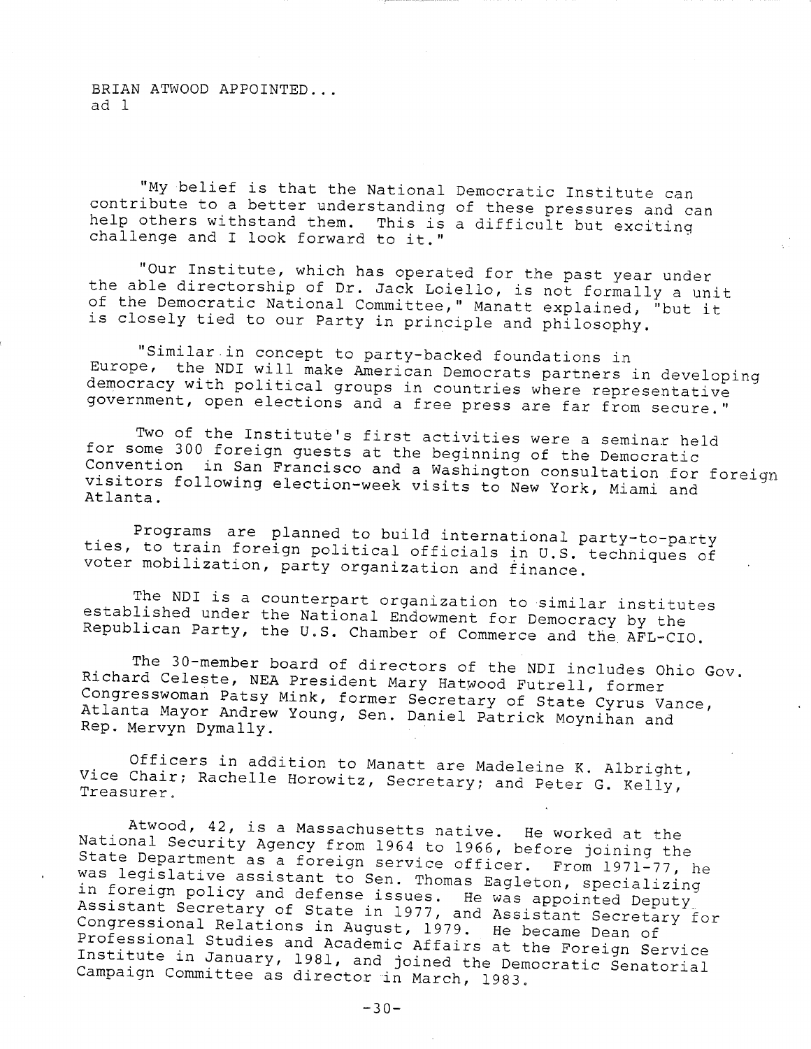BRIAN ATWOOD APPOINTED...
ad 1

"My belief is that the National Democratic Institute can contribute to a better understanding of these pressures and can help others withstand them. This is a difficult but exciting challenge and I look forward to it."

"Our Institute, which has operated for the past year under the able directorship of Dr. Jack Loiello, is not formally a unit of the Democratic National Committee," Manatt explained, "but it is closely tied to our Party in principle and philosophy.

"Similar in concept to party-backed foundations in Europe, the NDI will make American Democrats partners in developing democracy with political groups in countries where representative government, open elections and a free press are far from secure."

Two of the Institute's first activities were a seminar held for some 300 foreign guests at the beginning of the Democratic Convention in San Francisco and a Washington consultation for foreign visitors following election-week visits to New York, Miami and Atlanta.

Programs are planned to build international party-to-party ties, to train foreign political officials in U.S. techniques of voter mobilization, party organization and finance.

The NDI is a counterpart organization to similar institutes established under the National Endowment for Democracy by the Republican Party, the U.S. Chamber of Commerce and the AFL-CIO.

The 30-member board of directors of the NDI includes Ohio Gov. Richard Celeste, NEA President Mary Hatwood Futrell, former Congresswoman Patsy Mink, former Secretary of State Cyrus Vance, Atlanta Mayor Andrew Young, Sen. Daniel Patrick Moynihan and Rep. Mervyn Dymally.

Officers in addition to Manatt are Madeleine K. Albright, Vice Chair; Rachelle Horowitz, Secretary; and Peter G. Kelly, Treasurer.

Atwood, 42, is a Massachusetts native. He worked at the National Security Agency from 1964 to 1966, before joining the State Department as a foreign service officer. From 1971-77, he was legislative assistant to Sen. Thomas Eagleton, specializing in foreign policy and defense issues. He was appointed Deputy Assistant Secretary of State in 1977, and Assistant Secretary for Congressional Relations in August, 1979. He became Dean of Professional Studies and Academic Affairs at the Foreign Service Institute in January, 1981, and joined the Democratic Senatorial Campaign Committee as director in March, 1983.

-30-